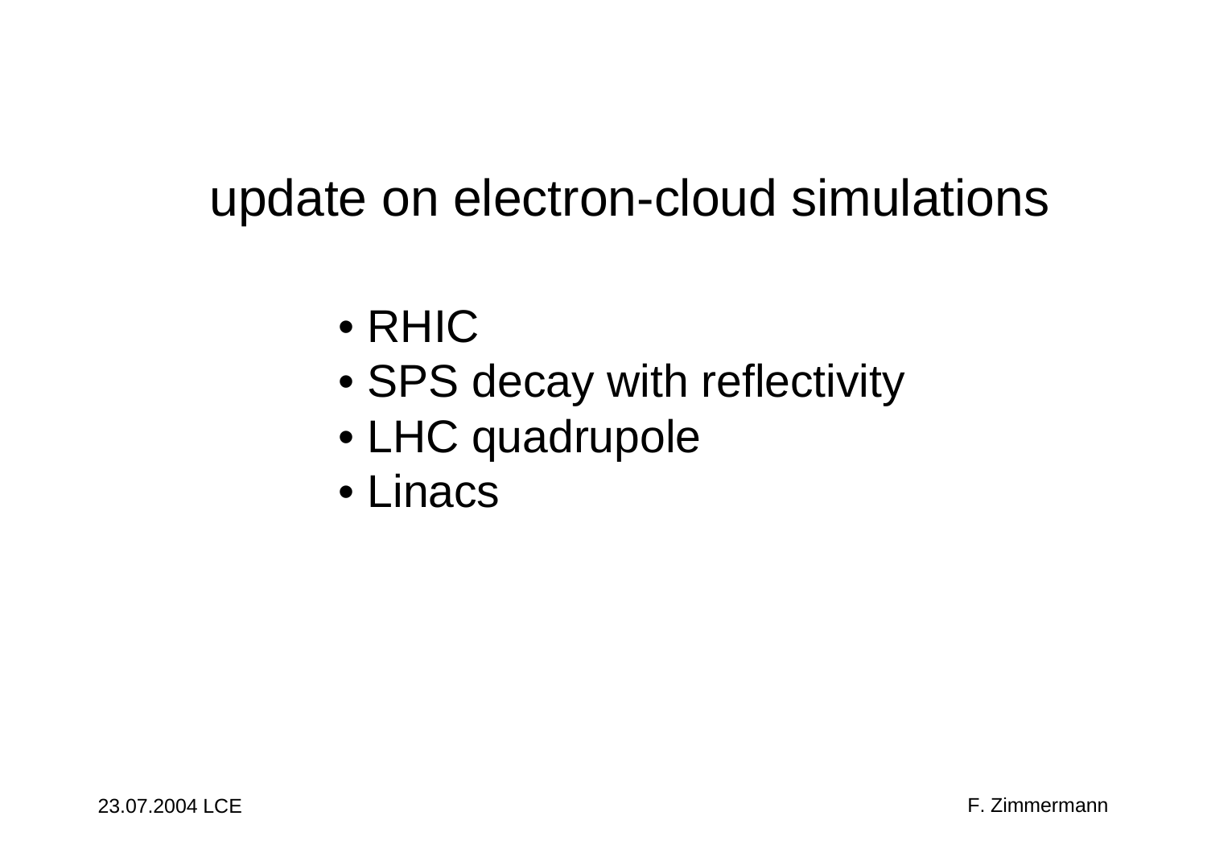# update on electron-cloud simulations

- RHIC
- SPS decay with reflectivity
- LHC quadrupole
- Linacs

23.07.2004 LCE

F. Zimmermann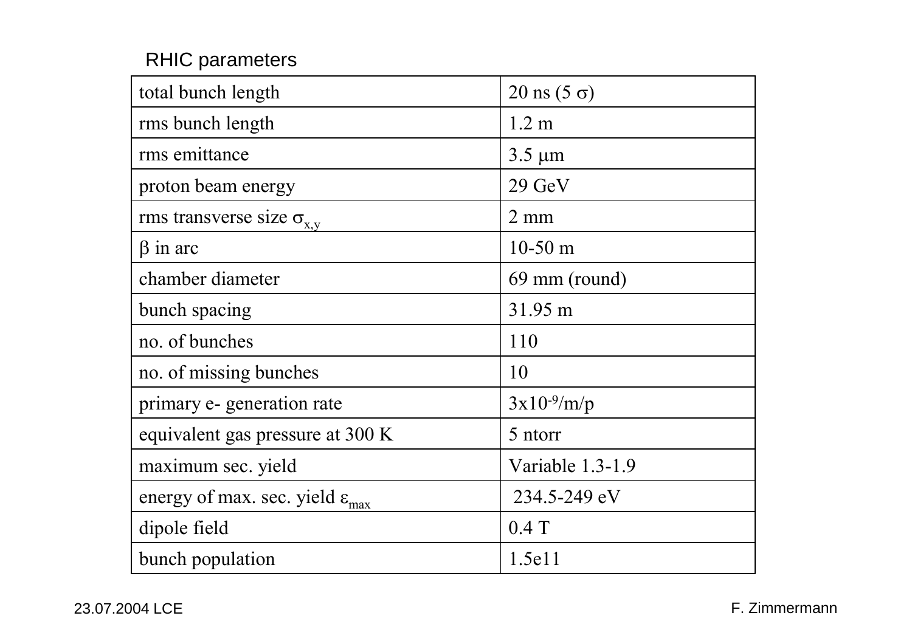## RHIC parameters

| | |
|---|---|
| total bunch length | 20 ns (5 $\sigma$) |
| rms bunch length | 1.2 m |
| rms emittance | 3.5 $\mu$m |
| proton beam energy | 29 GeV |
| rms transverse size $\sigma_{x,y}$ | 2 mm |
| $\beta$ in arc | 10-50 m |
| chamber diameter | 69 mm (round) |
| bunch spacing | 31.95 m |
| no. of bunches | 110 |
| no. of missing bunches | 10 |
| primary e- generation rate | $3\text{x}10^{-9}$/m/p |
| equivalent gas pressure at 300 K | 5 ntorr |
| maximum sec. yield | Variable 1.3-1.9 |
| energy of max. sec. yield $\varepsilon_{max}$ | 234.5-249 eV |
| dipole field | 0.4 T |
| bunch population | 1.5e11 |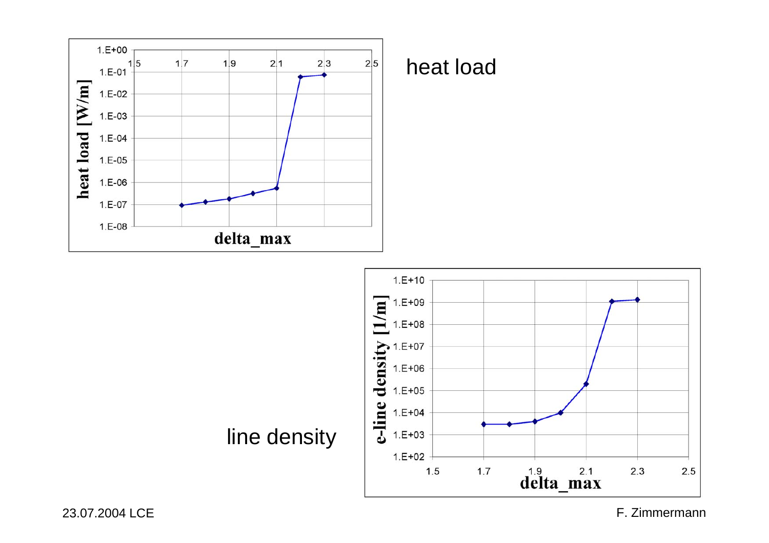heat load

line density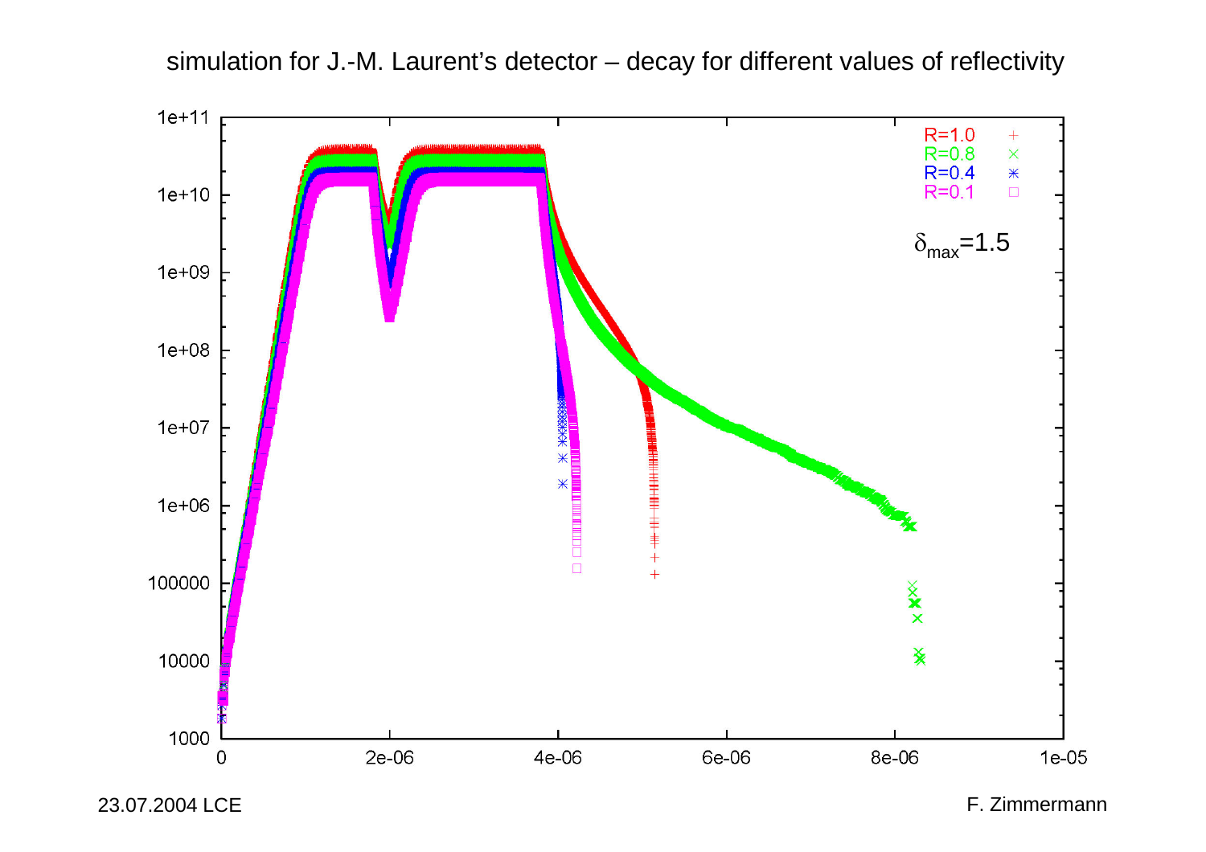# simulation for J.-M. Laurent's detector – decay for different values of reflectivity

23.07.2004 LCE

F. Zimmermann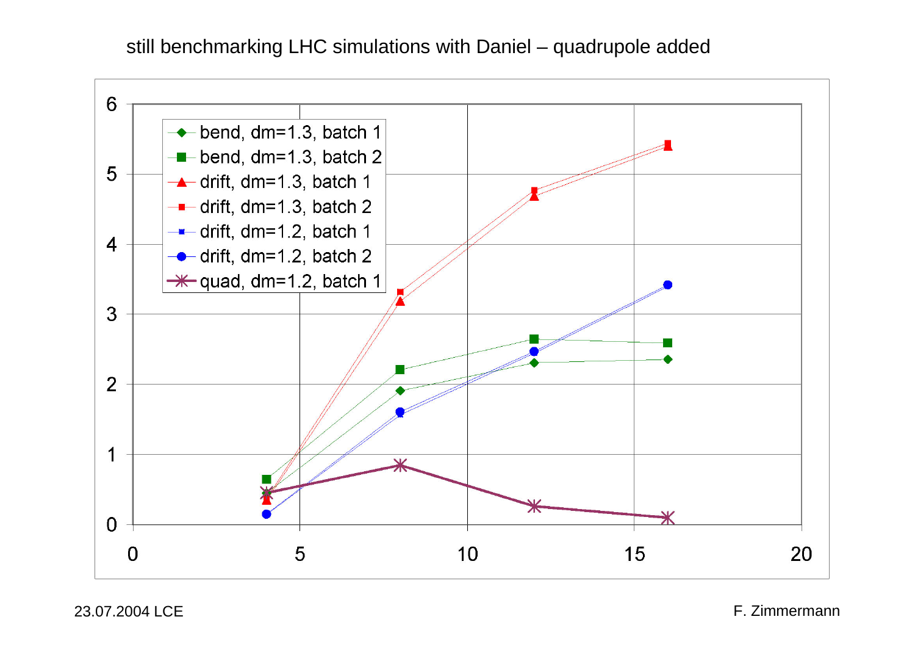still benchmarking LHC simulations with Daniel – quadrupole added

| x | bend, dm=1.3, batch 1 | bend, dm=1.3, batch 2 | drift, dm=1.3, batch 1 | drift, dm=1.3, batch 2 | drift, dm=1.2, batch 1 | drift, dm=1.2, batch 2 | quad, dm=1.2, batch 1 |
|---|---|---|---|---|---|---|---|
| 4 | 0.45 | 0.65 | 0.35 | 0.4 | 0.15 | 0.15 | 0.45 |
| 8 | 1.9 | 2.2 | 3.2 | 3.3 | 1.57 | 1.6 | 0.85 |
| 12 | 2.3 | 2.65 | 4.7 | 4.77 | 2.45 | 2.47 | 0.26 |
| 16 | 2.35 | 2.6 | 5.4 | 5.43 | 3.4 | 3.42 | 0.1 |

23.07.2004 LCE

F. Zimmermann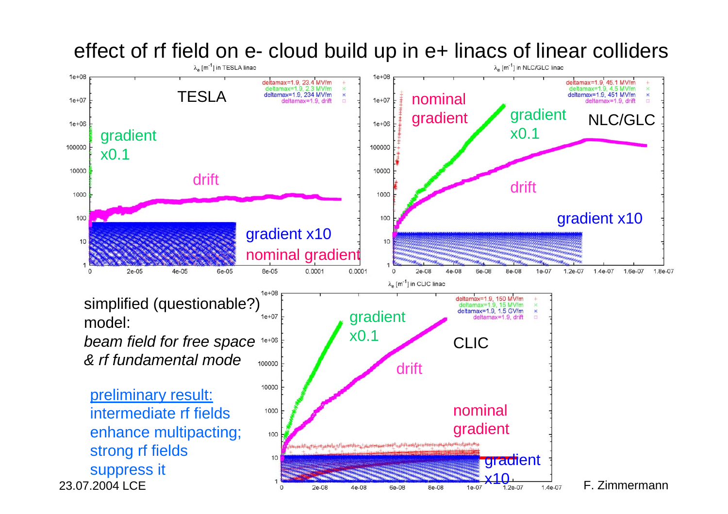# effect of rf field on e- cloud build up in e+ linacs of linear colliders

simplified (questionable?) model:
*beam field for free space & rf fundamental mode*

preliminary result:
intermediate rf fields enhance multipacting;
strong rf fields suppress it

23.07.2004 LCE

F. Zimmermann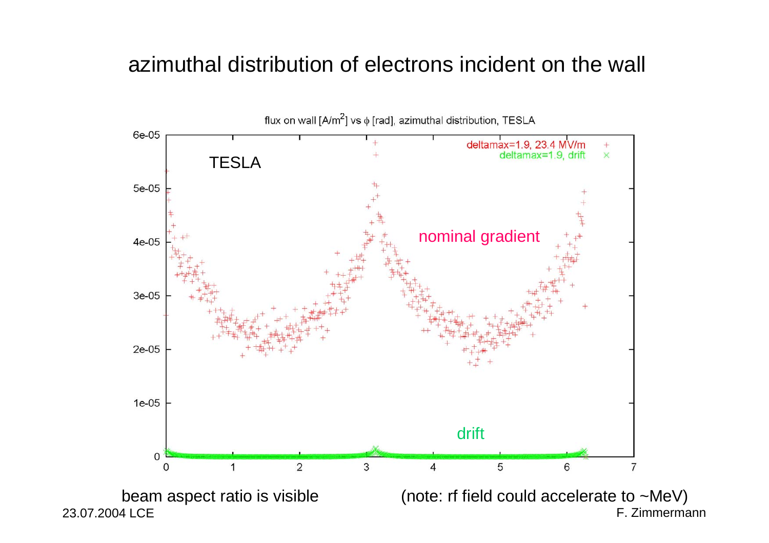# azimuthal distribution of electrons incident on the wall

flux on wall [A/m$^2$] vs $\phi$ [rad], azimuthal distribution, TESLA

TESLA

deltamax=1.9, 23.4 MV/m

deltamax=1.9, drift

nominal gradient

drift

6e-05
5e-05
4e-05
3e-05
2e-05
1e-05
0

0 1 2 3 4 5 6 7

beam aspect ratio is visible

(note: rf field could accelerate to ~MeV)